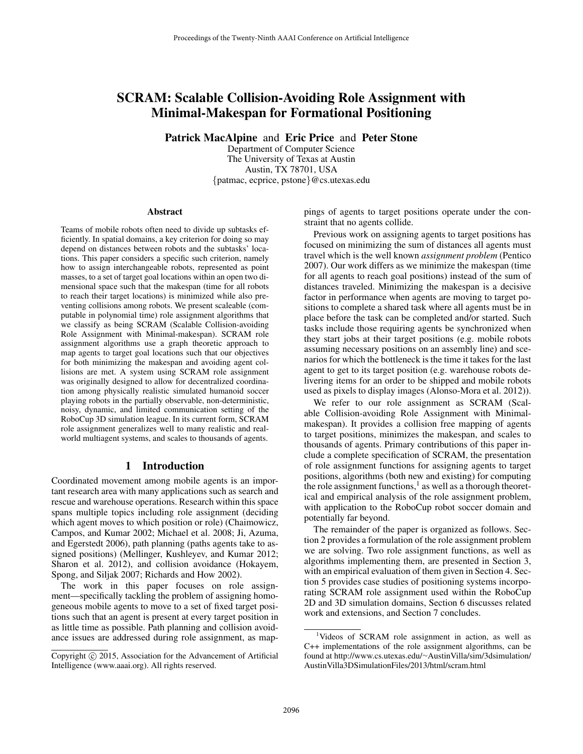# SCRAM: Scalable Collision-Avoiding Role Assignment with Minimal-Makespan for Formational Positioning

**Patrick MacAlpine** and **Eric Price** and **Peter Stone**

Department of Computer Science
The University of Texas at Austin
Austin, TX 78701, USA
{patmac, ecprice, pstone}@cs.utexas.edu

### Abstract

Teams of mobile robots often need to divide up subtasks efficiently. In spatial domains, a key criterion for doing so may depend on distances between robots and the subtasks' locations. This paper considers a specific such criterion, namely how to assign interchangeable robots, represented as point masses, to a set of target goal locations within an open two dimensional space such that the makespan (time for all robots to reach their target locations) is minimized while also preventing collisions among robots. We present scaleable (computable in polynomial time) role assignment algorithms that we classify as being SCRAM (Scalable Collision-avoiding Role Assignment with Minimal-makespan). SCRAM role assignment algorithms use a graph theoretic approach to map agents to target goal locations such that our objectives for both minimizing the makespan and avoiding agent collisions are met. A system using SCRAM role assignment was originally designed to allow for decentralized coordination among physically realistic simulated humanoid soccer playing robots in the partially observable, non-deterministic, noisy, dynamic, and limited communication setting of the RoboCup 3D simulation league. In its current form, SCRAM role assignment generalizes well to many realistic and real-world multiagent systems, and scales to thousands of agents.

## 1 Introduction

Coordinated movement among mobile agents is an important research area with many applications such as search and rescue and warehouse operations. Research within this space spans multiple topics including role assignment (deciding which agent moves to which position or role) (Chaimowicz, Campos, and Kumar 2002; Michael et al. 2008; Ji, Azuma, and Egerstedt 2006), path planning (paths agents take to assigned positions) (Mellinger, Kushleyev, and Kumar 2012; Sharon et al. 2012), and collision avoidance (Hokayem, Spong, and Siljak 2007; Richards and How 2002).

The work in this paper focuses on role assignment—specifically tackling the problem of assigning homogeneous mobile agents to move to a set of fixed target positions such that an agent is present at every target position in as little time as possible. Path planning and collision avoidance issues are addressed during role assignment, as mappings of agents to target positions operate under the constraint that no agents collide.

Previous work on assigning agents to target positions has focused on minimizing the sum of distances all agents must travel which is the well known *assignment problem* (Pentico 2007). Our work differs as we minimize the makespan (time for all agents to reach goal positions) instead of the sum of distances traveled. Minimizing the makespan is a decisive factor in performance when agents are moving to target positions to complete a shared task where all agents must be in place before the task can be completed and/or started. Such tasks include those requiring agents to be synchronized when they start jobs at their target positions (e.g. mobile robots assuming necessary positions on an assembly line) and scenarios for which the bottleneck is the time it takes for the last agent to get to its target position (e.g. warehouse robots delivering items for an order to be shipped and mobile robots used as pixels to display images (Alonso-Mora et al. 2012)).

We refer to our role assignment as SCRAM (Scalable Collision-avoiding Role Assignment with Minimal-makespan). It provides a collision free mapping of agents to target positions, minimizes the makespan, and scales to thousands of agents. Primary contributions of this paper include a complete specification of SCRAM, the presentation of role assignment functions for assigning agents to target positions, algorithms (both new and existing) for computing the role assignment functions,[1] as well as a thorough theoretical and empirical analysis of the role assignment problem, with application to the RoboCup robot soccer domain and potentially far beyond.

The remainder of the paper is organized as follows. Section 2 provides a formulation of the role assignment problem we are solving. Two role assignment functions, as well as algorithms implementing them, are presented in Section 3, with an empirical evaluation of them given in Section 4. Section 5 provides case studies of positioning systems incorporating SCRAM role assignment used within the RoboCup 2D and 3D simulation domains, Section 6 discusses related work and extensions, and Section 7 concludes.

[1] Videos of SCRAM role assignment in action, as well as C++ implementations of the role assignment algorithms, can be found at http://www.cs.utexas.edu/~AustinVilla/sim/3dsimulation/AustinVilla3DSimulationFiles/2013/html/scram.html

Copyright © 2015, Association for the Advancement of Artificial Intelligence (www.aaai.org). All rights reserved.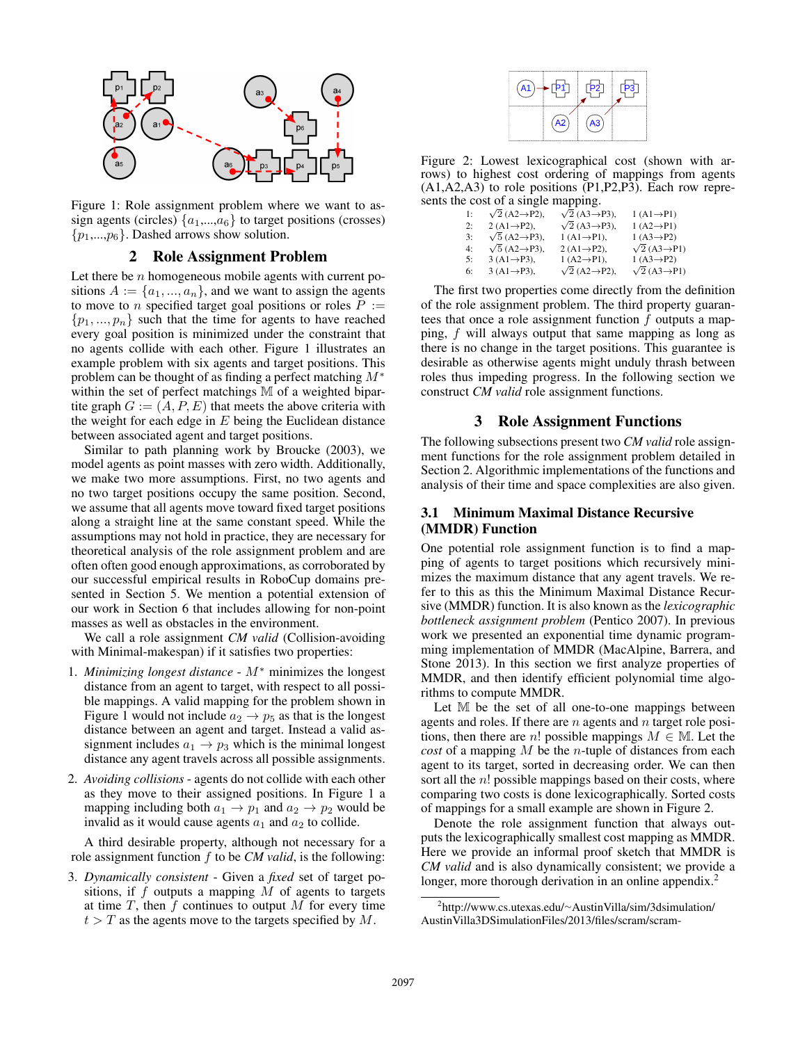Figure 1: Role assignment problem where we want to assign agents (circles) $\{a_1,...,a_6\}$ to target positions (crosses) $\{p_1,...,p_6\}$. Dashed arrows show solution.

## 2 Role Assignment Problem

Let there be $n$ homogeneous mobile agents with current positions $A := \{a_1, ..., a_n\}$, and we want to assign the agents to move to $n$ specified target goal positions or roles $P := \{p_1, ..., p_n\}$ such that the time for agents to have reached every goal position is minimized under the constraint that no agents collide with each other. Figure 1 illustrates an example problem with six agents and target positions. This problem can be thought of as finding a perfect matching $M^*$ within the set of perfect matchings $\mathbb{M}$ of a weighted bipartite graph $G := (A, P, E)$ that meets the above criteria with the weight for each edge in $E$ being the Euclidean distance between associated agent and target positions.

Similar to path planning work by Broucke (2003), we model agents as point masses with zero width. Additionally, we make two more assumptions. First, no two agents and no two target positions occupy the same position. Second, we assume that all agents move toward fixed target positions along a straight line at the same constant speed. While the assumptions may not hold in practice, they are necessary for theoretical analysis of the role assignment problem and are often often good enough approximations, as corroborated by our successful empirical results in RoboCup domains presented in Section 5. We mention a potential extension of our work in Section 6 that includes allowing for non-point masses as well as obstacles in the environment.

We call a role assignment *CM valid* (Collision-avoiding with Minimal-makespan) if it satisfies two properties:

1. *Minimizing longest distance* - $M^*$ minimizes the longest distance from an agent to target, with respect to all possible mappings. A valid mapping for the problem shown in Figure 1 would not include $a_2 \to p_5$ as that is the longest distance between an agent and target. Instead a valid assignment includes $a_1 \to p_3$ which is the minimal longest distance any agent travels across all possible assignments.

2. *Avoiding collisions* - agents do not collide with each other as they move to their assigned positions. In Figure 1 a mapping including both $a_1 \to p_1$ and $a_2 \to p_2$ would be invalid as it would cause agents $a_1$ and $a_2$ to collide.

A third desirable property, although not necessary for a role assignment function $f$ to be *CM valid*, is the following:

3. *Dynamically consistent* - Given a *fixed* set of target positions, if $f$ outputs a mapping $M$ of agents to targets at time $T$, then $f$ continues to output $M$ for every time $t > T$ as the agents move to the targets specified by $M$.

Figure 2: Lowest lexicographical cost (shown with arrows) to highest cost ordering of mappings from agents (A1,A2,A3) to role positions (P1,P2,P3). Each row represents the cost of a single mapping.

| | | | |
|---|---|---|---|
| 1: | $\sqrt{2}$ (A2→P2), | $\sqrt{2}$ (A3→P3), | 1 (A1→P1) |
| 2: | 2 (A1→P2), | $\sqrt{2}$ (A3→P3), | 1 (A2→P1) |
| 3: | $\sqrt{5}$ (A2→P3), | 1 (A1→P1), | 1 (A3→P2) |
| 4: | $\sqrt{5}$ (A2→P3), | 2 (A1→P2), | $\sqrt{2}$ (A3→P1) |
| 5: | 3 (A1→P3), | 1 (A2→P1), | 1 (A3→P2) |
| 6: | 3 (A1→P3), | $\sqrt{2}$ (A2→P2), | $\sqrt{2}$ (A3→P1) |

The first two properties come directly from the definition of the role assignment problem. The third property guarantees that once a role assignment function $f$ outputs a mapping, $f$ will always output that same mapping as long as there is no change in the target positions. This guarantee is desirable as otherwise agents might unduly thrash between roles thus impeding progress. In the following section we construct *CM valid* role assignment functions.

## 3 Role Assignment Functions

The following subsections present two *CM valid* role assignment functions for the role assignment problem detailed in Section 2. Algorithmic implementations of the functions and analysis of their time and space complexities are also given.

### 3.1 Minimum Maximal Distance Recursive (MMDR) Function

One potential role assignment function is to find a mapping of agents to target positions which recursively minimizes the maximum distance that any agent travels. We refer to this as this the Minimum Maximal Distance Recursive (MMDR) function. It is also known as the *lexicographic bottleneck assignment problem* (Pentico 2007). In previous work we presented an exponential time dynamic programming implementation of MMDR (MacAlpine, Barrera, and Stone 2013). In this section we first analyze properties of MMDR, and then identify efficient polynomial time algorithms to compute MMDR.

Let $\mathbb{M}$ be the set of all one-to-one mappings between agents and roles. If there are $n$ agents and $n$ target role positions, then there are $n!$ possible mappings $M \in \mathbb{M}$. Let the *cost* of a mapping $M$ be the $n$-tuple of distances from each agent to its target, sorted in decreasing order. We can then sort all the $n!$ possible mappings based on their costs, where comparing two costs is done lexicographically. Sorted costs of mappings for a small example are shown in Figure 2.

Denote the role assignment function that always outputs the lexicographically smallest cost mapping as MMDR. Here we provide an informal proof sketch that MMDR is *CM valid* and is also dynamically consistent; we provide a longer, more thorough derivation in an online appendix.[2]

[2]http://www.cs.utexas.edu/~AustinVilla/sim/3dsimulation/AustinVilla3DSimulationFiles/2013/files/scram/scram-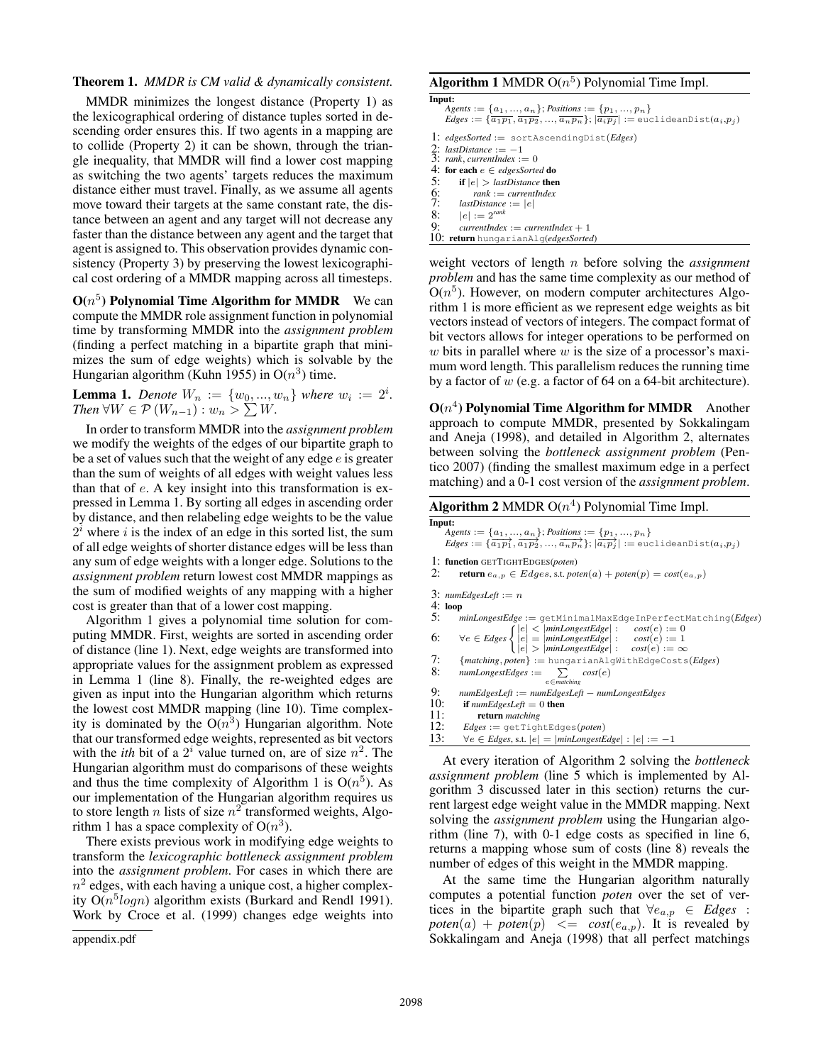**Theorem 1.** *MMDR is CM valid & dynamically consistent.*

MMDR minimizes the longest distance (Property 1) as the lexicographical ordering of distance tuples sorted in descending order ensures this. If two agents in a mapping are to collide (Property 2) it can be shown, through the triangle inequality, that MMDR will find a lower cost mapping as switching the two agents' targets reduces the maximum distance either must travel. Finally, as we assume all agents move toward their targets at the same constant rate, the distance between an agent and any target will not decrease any faster than the distance between any agent and the target that agent is assigned to. This observation provides dynamic consistency (Property 3) by preserving the lowest lexicographical cost ordering of a MMDR mapping across all timesteps.

**O($n^5$) Polynomial Time Algorithm for MMDR** We can compute the MMDR role assignment function in polynomial time by transforming MMDR into the *assignment problem* (finding a perfect matching in a bipartite graph that minimizes the sum of edge weights) which is solvable by the Hungarian algorithm (Kuhn 1955) in O($n^3$) time.

**Lemma 1.** *Denote* $W_n := \{w_0, ..., w_n\}$ *where* $w_i := 2^i$. *Then* $\forall W \in \mathcal{P}(W_{n-1}) : w_n > \sum W$.

In order to transform MMDR into the *assignment problem* we modify the weights of the edges of our bipartite graph to be a set of values such that the weight of any edge $e$ is greater than the sum of weights of all edges with weight values less than that of $e$. A key insight into this transformation is expressed in Lemma 1. By sorting all edges in ascending order by distance, and then relabeling edge weights to be the value $2^i$ where $i$ is the index of an edge in this sorted list, the sum of all edge weights of shorter distance edges will be less than any sum of edge weights with a longer edge. Solutions to the *assignment problem* return lowest cost MMDR mappings as the sum of modified weights of any mapping with a higher cost is greater than that of a lower cost mapping.

Algorithm 1 gives a polynomial time solution for computing MMDR. First, weights are sorted in ascending order of distance (line 1). Next, edge weights are transformed into appropriate values for the assignment problem as expressed in Lemma 1 (line 8). Finally, the re-weighted edges are given as input into the Hungarian algorithm which returns the lowest cost MMDR mapping (line 10). Time complexity is dominated by the O($n^3$) Hungarian algorithm. Note that our transformed edge weights, represented as bit vectors with the *ith* bit of a $2^i$ value turned on, are of size $n^2$. The Hungarian algorithm must do comparisons of these weights and thus the time complexity of Algorithm 1 is O($n^5$). As our implementation of the Hungarian algorithm requires us to store length $n$ lists of size $n^2$ transformed weights, Algorithm 1 has a space complexity of O($n^3$).

There exists previous work in modifying edge weights to transform the *lexicographic bottleneck assignment problem* into the *assignment problem*. For cases in which there are $n^2$ edges, with each having a unique cost, a higher complexity O($n^5 logn$) algorithm exists (Burkard and Rendl 1991). Work by Croce et al. (1999) changes edge weights into weight vectors of length $n$ before solving the *assignment problem* and has the same time complexity as our method of O($n^5$). However, on modern computer architectures Algorithm 1 is more efficient as we represent edge weights as bit vectors instead of vectors of integers. The compact format of bit vectors allows for integer operations to be performed on $w$ bits in parallel where $w$ is the size of a processor's maximum word length. This parallelism reduces the running time by a factor of $w$ (e.g. a factor of 64 on a 64-bit architecture).

**Algorithm 1** MMDR O($n^5$) Polynomial Time Impl.

```
Input:
  Agents := {a_1, ..., a_n}; Positions := {p_1, ..., p_n}
  Edges := {a_1p_1, a_1p_2, ..., a_np_n}; |a_ip_j| := euclideanDist(a_i,p_j)
1:  edgesSorted := sortAscendingDist(Edges)
2:  lastDistance := -1
3:  rank, currentIndex := 0
4:  for each e ∈ edgesSorted do
5:      if |e| > lastDistance then
6:          rank := currentIndex
7:      lastDistance := |e|
8:      |e| := 2^rank
9:      currentIndex := currentIndex + 1
10: return hungarianAlg(edgesSorted)
```

**O($n^4$) Polynomial Time Algorithm for MMDR** Another approach to compute MMDR, presented by Sokkalingam and Aneja (1998), and detailed in Algorithm 2, alternates between solving the *bottleneck assignment problem* (Pentico 2007) (finding the smallest maximum edge in a perfect matching) and a 0-1 cost version of the *assignment problem*.

**Algorithm 2** MMDR O($n^4$) Polynomial Time Impl.

```
Input:
  Agents := {a_1, ..., a_n}; Positions := {p_1, ..., p_n}
  Edges := {a_1p_1, a_1p_2, ..., a_np_n}; |a_ip_j| := euclideanDist(a_i,p_j)
1:  function GETTIGHTEDGES(poten)
2:      return e_{a,p} ∈ Edges, s.t. poten(a) + poten(p) = cost(e_{a,p})
3:  numEdgesLeft := n
4:  loop
5:      minLongestEdge := getMinimalMaxEdgeInPerfectMatching(Edges)
6:      ∀e ∈ Edges { |e| < |minLongestEdge| :  cost(e) := 0
                     |e| = |minLongestEdge| :  cost(e) := 1
                     |e| > |minLongestEdge| :  cost(e) := ∞ }
7:      {matching, poten} := hungarianAlgWithEdgeCosts(Edges)
8:      numLongestEdges := Σ_{e ∈ matching} cost(e)
9:      numEdgesLeft := numEdgesLeft − numLongestEdges
10:     if numEdgesLeft = 0 then
11:         return matching
12:     Edges := getTightEdges(poten)
13:     ∀e ∈ Edges, s.t. |e| = |minLongestEdge| : |e| := −1
```

At every iteration of Algorithm 2 solving the *bottleneck assignment problem* (line 5 which is implemented by Algorithm 3 discussed later in this section) returns the current largest edge weight value in the MMDR mapping. Next solving the *assignment problem* using the Hungarian algorithm (line 7), with 0-1 edge costs as specified in line 6, returns a mapping whose sum of costs (line 8) reveals the number of edges of this weight in the MMDR mapping.

At the same time the Hungarian algorithm naturally computes a potential function *poten* over the set of vertices in the bipartite graph such that $\forall e_{a,p} \in$ *Edges* : *poten*$(a)$ + *poten*$(p)$ $<=$ *cost*$(e_{a,p})$. It is revealed by Sokkalingam and Aneja (1998) that all perfect matchings

appendix.pdf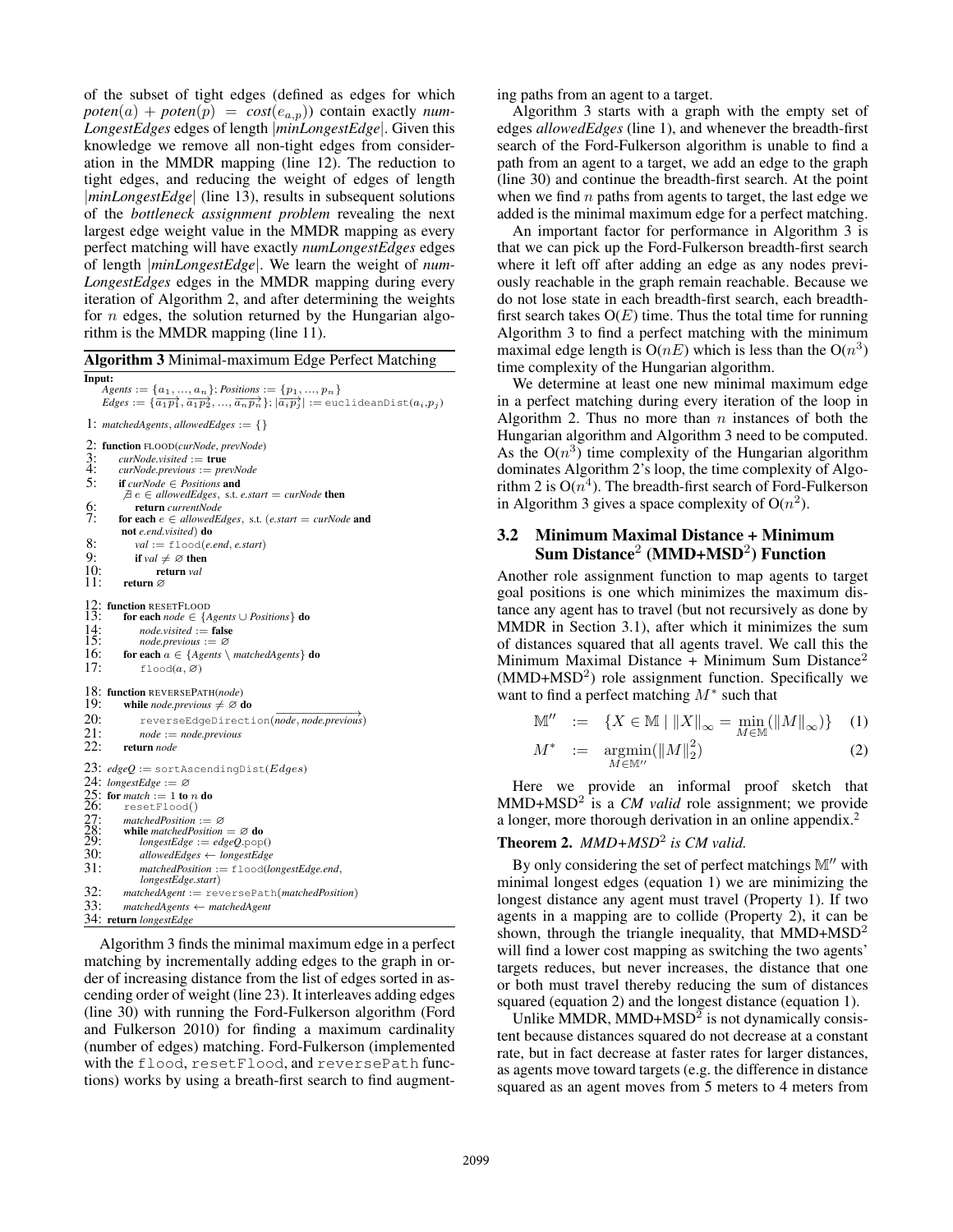of the subset of tight edges (defined as edges for which $poten(a) + poten(p) = cost(e_{a,p})$) contain exactly *numLongestEdges* edges of length |*minLongestEdge*|. Given this knowledge we remove all non-tight edges from consideration in the MMDR mapping (line 12). The reduction to tight edges, and reducing the weight of edges of length |*minLongestEdge*| (line 13), results in subsequent solutions of the *bottleneck assignment problem* revealing the next largest edge weight value in the MMDR mapping as every perfect matching will have exactly *numLongestEdges* edges of length |*minLongestEdge*|. We learn the weight of *numLongestEdges* edges in the MMDR mapping during every iteration of Algorithm 2, and after determining the weights for $n$ edges, the solution returned by the Hungarian algorithm is the MMDR mapping (line 11).

**Algorithm 3** Minimal-maximum Edge Perfect Matching

```
Input:
    Agents := {a_1, ..., a_n}; Positions := {p_1, ..., p_n}
    Edges := {a_1p_1, a_1p_2, ..., a_np_n}; |a_ip_j| := euclideanDist(a_i, p_j)
1: matchedAgents, allowedEdges := {}
2: function FLOOD(curNode, prevNode)
3:     curNode.visited := true
4:     curNode.previous := prevNode
5:     if curNode ∈ Positions and
       ∄ e ∈ allowedEdges, s.t. e.start = curNode then
6:         return currentNode
7:     for each e ∈ allowedEdges, s.t. (e.start = curNode and
       not e.end.visited) do
8:         val := flood(e.end, e.start)
9:         if val ≠ ∅ then
10:            return val
11:    return ∅
12: function RESETFLOOD
13:    for each node ∈ {Agents ∪ Positions} do
14:        node.visited := false
15:        node.previous := ∅
16:    for each a ∈ {Agents \ matchedAgents} do
17:        flood(a, ∅)
18: function REVERSEPATH(node)
19:    while node.previous ≠ ∅ do
20:        reverseEdgeDirection(node, node.previous)
21:        node := node.previous
22:    return node
23: edgeQ := sortAscendingDist(Edges)
24: longestEdge := ∅
25: for match := 1 to n do
26:    resetFlood()
27:    matchedPosition := ∅
28:    while matchedPosition = ∅ do
29:        longestEdge := edgeQ.pop()
30:        allowedEdges ← longestEdge
31:        matchedPosition := flood(longestEdge.end,
           longestEdge.start)
32:    matchedAgent := reversePath(matchedPosition)
33:    matchedAgents ← matchedAgent
34: return longestEdge
```

Algorithm 3 finds the minimal maximum edge in a perfect matching by incrementally adding edges to the graph in order of increasing distance from the list of edges sorted in ascending order of weight (line 23). It interleaves adding edges (line 30) with running the Ford-Fulkerson algorithm (Ford and Fulkerson 2010) for finding a maximum cardinality (number of edges) matching. Ford-Fulkerson (implemented with the `flood`, `resetFlood`, and `reversePath` functions) works by using a breath-first search to find augmenting paths from an agent to a target.

Algorithm 3 starts with a graph with the empty set of edges *allowedEdges* (line 1), and whenever the breadth-first search of the Ford-Fulkerson algorithm is unable to find a path from an agent to a target, we add an edge to the graph (line 30) and continue the breadth-first search. At the point when we find $n$ paths from agents to target, the last edge we added is the minimal maximum edge for a perfect matching.

An important factor for performance in Algorithm 3 is that we can pick up the Ford-Fulkerson breadth-first search where it left off after adding an edge as any nodes previously reachable in the graph remain reachable. Because we do not lose state in each breadth-first search, each breadth-first search takes $O(E)$ time. Thus the total time for running Algorithm 3 to find a perfect matching with the minimum maximal edge length is $O(nE)$ which is less than the $O(n^3)$ time complexity of the Hungarian algorithm.

We determine at least one new minimal maximum edge in a perfect matching during every iteration of the loop in Algorithm 2. Thus no more than $n$ instances of both the Hungarian algorithm and Algorithm 3 need to be computed. As the $O(n^3)$ time complexity of the Hungarian algorithm dominates Algorithm 2's loop, the time complexity of Algorithm 2 is $O(n^4)$. The breadth-first search of Ford-Fulkerson in Algorithm 3 gives a space complexity of $O(n^2)$.

### 3.2 Minimum Maximal Distance + Minimum Sum Distance$^2$ (MMD+MSD$^2$) Function

Another role assignment function to map agents to target goal positions is one which minimizes the maximum distance any agent has to travel (but not recursively as done by MMDR in Section 3.1), after which it minimizes the sum of distances squared that all agents travel. We call this the Minimum Maximal Distance + Minimum Sum Distance$^2$ (MMD+MSD$^2$) role assignment function. Specifically we want to find a perfect matching $M^*$ such that

$$\mathbb{M}'' \;:=\; \{X \in \mathbb{M} \mid \|X\|_\infty = \min_{M \in \mathbb{M}}(\|M\|_\infty)\} \quad (1)$$

$$M^* \;:=\; \underset{M \in \mathbb{M}''}{\operatorname{argmin}}(\|M\|_2^2) \quad (2)$$

Here we provide an informal proof sketch that MMD+MSD$^2$ is a *CM valid* role assignment; we provide a longer, more thorough derivation in an online appendix.[2]

**Theorem 2.** *MMD+MSD$^2$ is CM valid.*

By only considering the set of perfect matchings $\mathbb{M}''$ with minimal longest edges (equation 1) we are minimizing the longest distance any agent must travel (Property 1). If two agents in a mapping are to collide (Property 2), it can be shown, through the triangle inequality, that MMD+MSD$^2$ will find a lower cost mapping as switching the two agents' targets reduces, but never increases, the distance that one or both must travel thereby reducing the sum of distances squared (equation 2) and the longest distance (equation 1).

Unlike MMDR, MMD+MSD$^2$ is not dynamically consistent because distances squared do not decrease at a constant rate, but in fact decrease at faster rates for larger distances, as agents move toward targets (e.g. the difference in distance squared as an agent moves from 5 meters to 4 meters from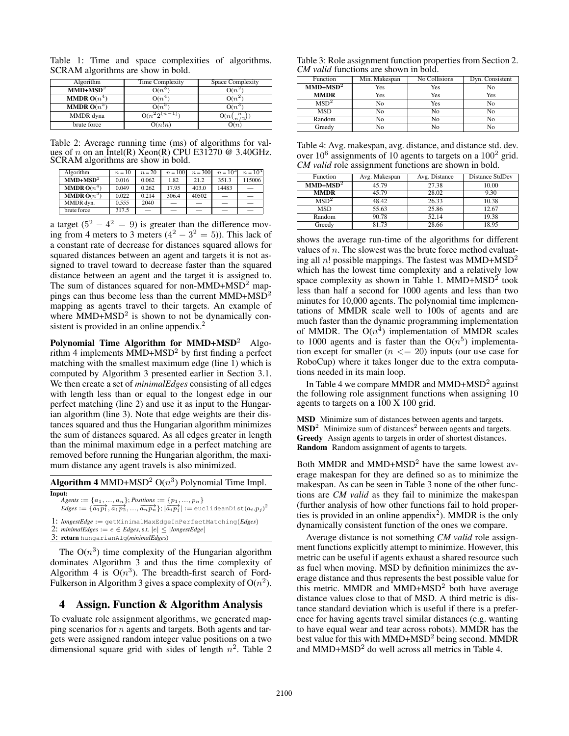Table 1: Time and space complexities of algorithms. SCRAM algorithms are show in bold.

| Algorithm | Time Complexity | Space Complexity |
|---|---|---|
| **MMD+MSD²** | $O(n^3)$ | $O(n^2)$ |
| **MMDR $O(n^4)$** | $O(n^4)$ | $O(n^2)$ |
| **MMDR $O(n^5)$** | $O(n^5)$ | $O(n^3)$ |
| MMDR dyna | $O(n^2 2^{(n-1)})$ | $O(n\binom{n}{n/2})$ |
| brute force | $O(n!n)$ | $O(n)$ |

Table 2: Average running time (ms) of algorithms for values of $n$ on an Intel(R) Xeon(R) CPU E31270 @ 3.40GHz. SCRAM algorithms are show in bold.

| Algorithm | $n=10$ | $n=20$ | $n=100$ | $n=300$ | $n=10^3$ | $n=10^4$ |
|---|---|---|---|---|---|---|
| **MMD+MSD²** | 0.016 | 0.062 | 1.82 | 21.2 | 351.3 | 115006 |
| **MMDR $O(n^4)$** | 0.049 | 0.262 | 17.95 | 403.0 | 14483 | — |
| **MMDR $O(n^5)$** | 0.022 | 0.214 | 306.4 | 40502 | — | — |
| MMDR dyn. | 0.555 | 2040 | — | — | — | — |
| brute force | 317.5 | — | — | — | — | — |

a target ($5^2 - 4^2 = 9$) is greater than the difference moving from 4 meters to 3 meters ($4^2 - 3^2 = 5$)). This lack of a constant rate of decrease for distances squared allows for squared distances between an agent and targets it is not assigned to travel toward to decrease faster than the squared distance between an agent and the target it is assigned to. The sum of distances squared for non-MMD+MSD² mappings can thus become less than the current MMD+MSD² mapping as agents travel to their targets. An example of where MMD+MSD² is shown to not be dynamically consistent is provided in an online appendix.[2]

**Polynomial Time Algorithm for MMD+MSD²** Algorithm 4 implements MMD+MSD² by first finding a perfect matching with the smallest maximum edge (line 1) which is computed by Algorithm 3 presented earlier in Section 3.1. We then create a set of *minimalEdges* consisting of all edges with length less than or equal to the longest edge in our perfect matching (line 2) and use it as input to the Hungarian algorithm (line 3). Note that edge weights are their distances squared and thus the Hungarian algorithm minimizes the sum of distances squared. As all edges greater in length than the minimal maximum edge in a perfect matching are removed before running the Hungarian algorithm, the maximum distance any agent travels is also minimized.

**Algorithm 4** MMD+MSD² $O(n^3)$ Polynomial Time Impl.

**Input:**
*Agents* $:= \{a_1, ..., a_n\}$; *Positions* $:= \{p_1, ..., p_n\}$
*Edges* $:= \{\overrightarrow{a_1p_1}, \overrightarrow{a_1p_2}, ..., \overrightarrow{a_np_n}\}$; $|\overrightarrow{a_ip_j}| :=$ `euclideanDist`$(a_i, p_j)^2$

1: *longestEdge* := `getMinimalMaxEdgeInPerfectMatching`(*Edges*)
2: *minimalEdges* := $e \in$ *Edges*, s.t. $|e| \leq |$*longestEdge*$|$
3: **return** `hungarianAlg`(*minimalEdges*)

The $O(n^3)$ time complexity of the Hungarian algorithm dominates Algorithm 3 and thus the time complexity of Algorithm 4 is $O(n^3)$. The breadth-first search of Ford-Fulkerson in Algorithm 3 gives a space complexity of $O(n^2)$.

## 4 Assign. Function & Algorithm Analysis

To evaluate role assignment algorithms, we generated mapping scenarios for $n$ agents and targets. Both agents and targets were assigned random integer value positions on a two dimensional square grid with sides of length $n^2$. Table 2 shows the average run-time of the algorithms for different values of $n$. The slowest was the brute force method evaluating all $n!$ possible mappings. The fastest was MMD+MSD² which has the lowest time complexity and a relatively low space complexity as shown in Table 1. MMD+MSD² took less than half a second for 1000 agents and less than two minutes for 10,000 agents. The polynomial time implementations of MMDR scale well to 100s of agents and are much faster than the dynamic programming implementation of MMDR. The $O(n^4)$ implementation of MMDR scales to 1000 agents and is faster than the $O(n^5)$ implementation except for smaller ($n <= 20$) inputs (our use case for RoboCup) where it takes longer due to the extra computations needed in its main loop.

Table 3: Role assignment function properties from Section 2. *CM valid* functions are shown in bold.

| Function | Min. Makespan | No Collisions | Dyn. Consistent |
|---|---|---|---|
| **MMD+MSD²** | Yes | Yes | No |
| **MMDR** | Yes | Yes | Yes |
| MSD² | No | Yes | No |
| MSD | No | No | No |
| Random | No | No | No |
| Greedy | No | No | No |

Table 4: Avg. makespan, avg. distance, and distance std. dev. over $10^6$ assignments of 10 agents to targets on a $100^2$ grid. *CM valid* role assignment functions are shown in bold.

| Function | Avg. Makespan | Avg. Distance | Distance StdDev |
|---|---|---|---|
| **MMD+MSD²** | 45.79 | 27.38 | 10.00 |
| **MMDR** | 45.79 | 28.02 | 9.30 |
| MSD² | 48.42 | 26.33 | 10.38 |
| MSD | 55.63 | 25.86 | 12.67 |
| Random | 90.78 | 52.14 | 19.38 |
| Greedy | 81.73 | 28.66 | 18.95 |

In Table 4 we compare MMDR and MMD+MSD² against the following role assignment functions when assigning 10 agents to targets on a 100 X 100 grid.

**MSD** Minimize sum of distances between agents and targets.
**MSD²** Minimize sum of distances² between agents and targets.
**Greedy** Assign agents to targets in order of shortest distances.
**Random** Random assignment of agents to targets.

Both MMDR and MMD+MSD² have the same lowest average makespan for they are defined so as to minimize the makespan. As can be seen in Table 3 none of the other functions are *CM valid* as they fail to minimize the makespan (further analysis of how other functions fail to hold properties is provided in an online appendix[2]). MMDR is the only dynamically consistent function of the ones we compare.

Average distance is not something *CM valid* role assignment functions explicitly attempt to minimize. However, this metric can be useful if agents exhaust a shared resource such as fuel when moving. MSD by definition minimizes the average distance and thus represents the best possible value for this metric. MMDR and MMD+MSD² both have average distance values close to that of MSD. A third metric is distance standard deviation which is useful if there is a preference for having agents travel similar distances (e.g. wanting to have equal wear and tear across robots). MMDR has the best value for this with MMD+MSD² being second. MMDR and MMD+MSD² do well across all metrics in Table 4.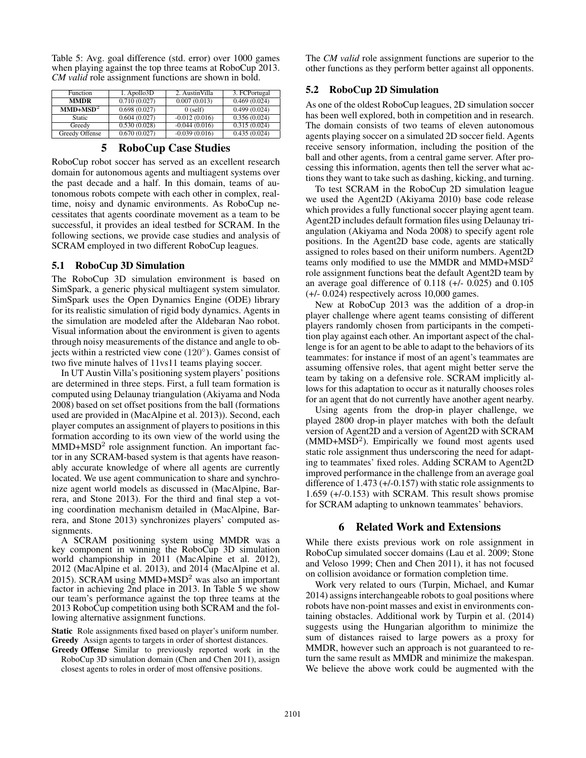Table 5: Avg. goal difference (std. error) over 1000 games when playing against the top three teams at RoboCup 2013. *CM valid* role assignment functions are shown in bold.

| Function | 1. Apollo3D | 2. AustinVilla | 3. FCPortugal |
|---|---|---|---|
| **MMDR** | 0.710 (0.027) | 0.007 (0.013) | 0.469 (0.024) |
| **MMD+MSD$^2$** | 0.698 (0.027) | 0 (self) | 0.499 (0.024) |
| Static | 0.604 (0.027) | -0.012 (0.016) | 0.356 (0.024) |
| Greedy | 0.530 (0.028) | -0.044 (0.016) | 0.315 (0.024) |
| Greedy Offense | 0.670 (0.027) | -0.039 (0.016) | 0.435 (0.024) |

## 5 RoboCup Case Studies

RoboCup robot soccer has served as an excellent research domain for autonomous agents and multiagent systems over the past decade and a half. In this domain, teams of autonomous robots compete with each other in complex, real-time, noisy and dynamic environments. As RoboCup necessitates that agents coordinate movement as a team to be successful, it provides an ideal testbed for SCRAM. In the following sections, we provide case studies and analysis of SCRAM employed in two different RoboCup leagues.

### 5.1 RoboCup 3D Simulation

The RoboCup 3D simulation environment is based on SimSpark, a generic physical multiagent system simulator. SimSpark uses the Open Dynamics Engine (ODE) library for its realistic simulation of rigid body dynamics. Agents in the simulation are modeled after the Aldebaran Nao robot. Visual information about the environment is given to agents through noisy measurements of the distance and angle to objects within a restricted view cone (120°). Games consist of two five minute halves of 11vs11 teams playing soccer.

In UT Austin Villa's positioning system players' positions are determined in three steps. First, a full team formation is computed using Delaunay triangulation (Akiyama and Noda 2008) based on set offset positions from the ball (formations used are provided in (MacAlpine et al. 2013)). Second, each player computes an assignment of players to positions in this formation according to its own view of the world using the MMD+MSD$^2$ role assignment function. An important factor in any SCRAM-based system is that agents have reasonably accurate knowledge of where all agents are currently located. We use agent communication to share and synchronize agent world models as discussed in (MacAlpine, Barrera, and Stone 2013). For the third and final step a voting coordination mechanism detailed in (MacAlpine, Barrera, and Stone 2013) synchronizes players' computed assignments.

A SCRAM positioning system using MMDR was a key component in winning the RoboCup 3D simulation world championship in 2011 (MacAlpine et al. 2012), 2012 (MacAlpine et al. 2013), and 2014 (MacAlpine et al. 2015). SCRAM using MMD+MSD$^2$ was also an important factor in achieving 2nd place in 2013. In Table 5 we show our team's performance against the top three teams at the 2013 RoboCup competition using both SCRAM and the following alternative assignment functions.

**Static** Role assignments fixed based on player's uniform number.
**Greedy** Assign agents to targets in order of shortest distances.
**Greedy Offense** Similar to previously reported work in the RoboCup 3D simulation domain (Chen and Chen 2011), assign closest agents to roles in order of most offensive positions.

The *CM valid* role assignment functions are superior to the other functions as they perform better against all opponents.

### 5.2 RoboCup 2D Simulation

As one of the oldest RoboCup leagues, 2D simulation soccer has been well explored, both in competition and in research. The domain consists of two teams of eleven autonomous agents playing soccer on a simulated 2D soccer field. Agents receive sensory information, including the position of the ball and other agents, from a central game server. After processing this information, agents then tell the server what actions they want to take such as dashing, kicking, and turning.

To test SCRAM in the RoboCup 2D simulation league we used the Agent2D (Akiyama 2010) base code release which provides a fully functional soccer playing agent team. Agent2D includes default formation files using Delaunay triangulation (Akiyama and Noda 2008) to specify agent role positions. In the Agent2D base code, agents are statically assigned to roles based on their uniform numbers. Agent2D teams only modified to use the MMDR and MMD+MSD$^2$ role assignment functions beat the default Agent2D team by an average goal difference of 0.118 (+/- 0.025) and 0.105 (+/- 0.024) respectively across 10,000 games.

New at RoboCup 2013 was the addition of a drop-in player challenge where agent teams consisting of different players randomly chosen from participants in the competition play against each other. An important aspect of the challenge is for an agent to be able to adapt to the behaviors of its teammates: for instance if most of an agent's teammates are assuming offensive roles, that agent might better serve the team by taking on a defensive role. SCRAM implicitly allows for this adaptation to occur as it naturally chooses roles for an agent that do not currently have another agent nearby.

Using agents from the drop-in player challenge, we played 2800 drop-in player matches with both the default version of Agent2D and a version of Agent2D with SCRAM (MMD+MSD$^2$). Empirically we found most agents used static role assignment thus underscoring the need for adapting to teammates' fixed roles. Adding SCRAM to Agent2D improved performance in the challenge from an average goal difference of 1.473 (+/-0.157) with static role assignments to 1.659 (+/-0.153) with SCRAM. This result shows promise for SCRAM adapting to unknown teammates' behaviors.

## 6 Related Work and Extensions

While there exists previous work on role assignment in RoboCup simulated soccer domains (Lau et al. 2009; Stone and Veloso 1999; Chen and Chen 2011), it has not focused on collision avoidance or formation completion time.

Work very related to ours (Turpin, Michael, and Kumar 2014) assigns interchangeable robots to goal positions where robots have non-point masses and exist in environments containing obstacles. Additional work by Turpin et al. (2014) suggests using the Hungarian algorithm to minimize the sum of distances raised to large powers as a proxy for MMDR, however such an approach is not guaranteed to return the same result as MMDR and minimize the makespan. We believe the above work could be augmented with the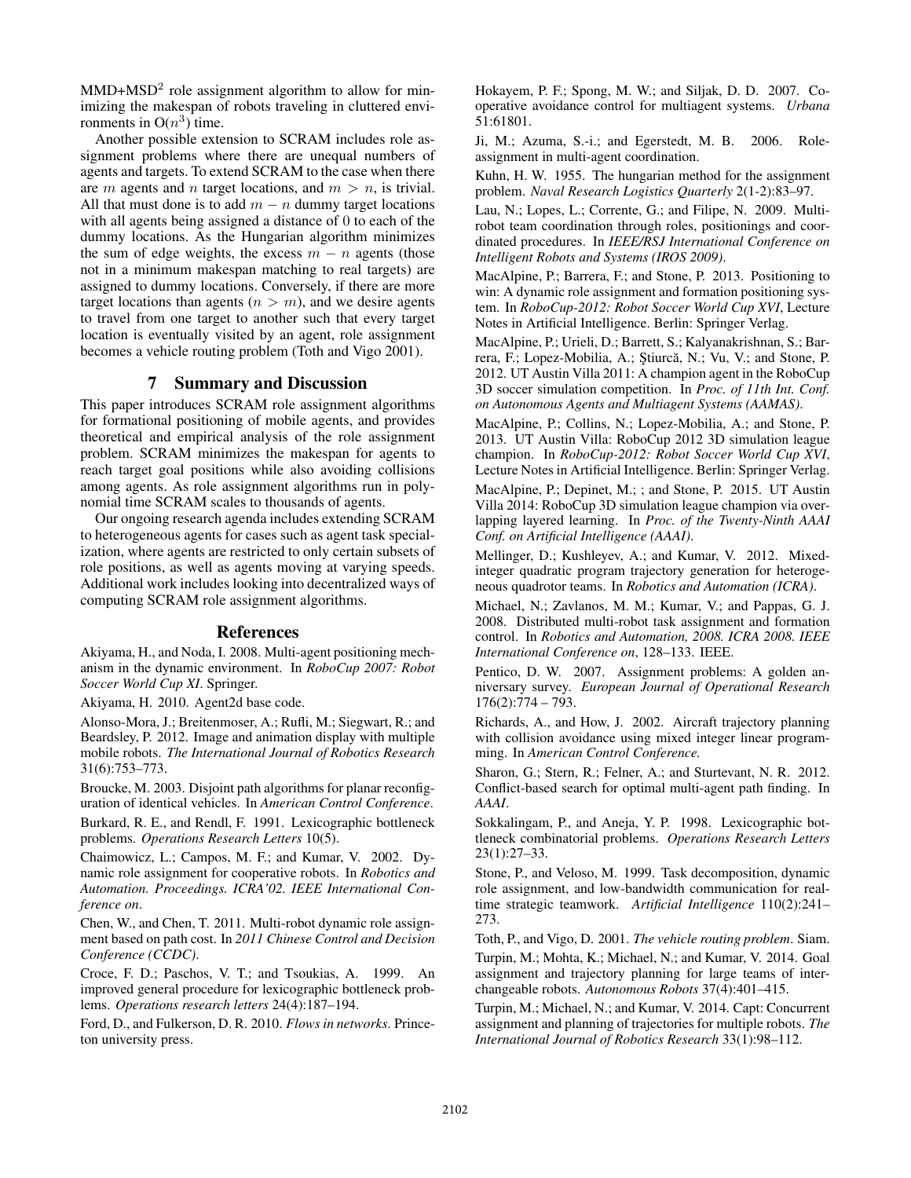MMD+MSD$^2$ role assignment algorithm to allow for minimizing the makespan of robots traveling in cluttered environments in $O(n^3)$ time.

Another possible extension to SCRAM includes role assignment problems where there are unequal numbers of agents and targets. To extend SCRAM to the case when there are $m$ agents and $n$ target locations, and $m > n$, is trivial. All that must done is to add $m - n$ dummy target locations with all agents being assigned a distance of 0 to each of the dummy locations. As the Hungarian algorithm minimizes the sum of edge weights, the excess $m - n$ agents (those not in a minimum makespan matching to real targets) are assigned to dummy locations. Conversely, if there are more target locations than agents ($n > m$), and we desire agents to travel from one target to another such that every target location is eventually visited by an agent, role assignment becomes a vehicle routing problem (Toth and Vigo 2001).

## 7 Summary and Discussion

This paper introduces SCRAM role assignment algorithms for formational positioning of mobile agents, and provides theoretical and empirical analysis of the role assignment problem. SCRAM minimizes the makespan for agents to reach target goal positions while also avoiding collisions among agents. As role assignment algorithms run in polynomial time SCRAM scales to thousands of agents.

Our ongoing research agenda includes extending SCRAM to heterogeneous agents for cases such as agent task specialization, where agents are restricted to only certain subsets of role positions, as well as agents moving at varying speeds. Additional work includes looking into decentralized ways of computing SCRAM role assignment algorithms.

## References

Akiyama, H., and Noda, I. 2008. Multi-agent positioning mechanism in the dynamic environment. In *RoboCup 2007: Robot Soccer World Cup XI*. Springer.

Akiyama, H. 2010. Agent2d base code.

Alonso-Mora, J.; Breitenmoser, A.; Rufli, M.; Siegwart, R.; and Beardsley, P. 2012. Image and animation display with multiple mobile robots. *The International Journal of Robotics Research* 31(6):753–773.

Broucke, M. 2003. Disjoint path algorithms for planar reconfiguration of identical vehicles. In *American Control Conference*.

Burkard, R. E., and Rendl, F. 1991. Lexicographic bottleneck problems. *Operations Research Letters* 10(5).

Chaimowicz, L.; Campos, M. F.; and Kumar, V. 2002. Dynamic role assignment for cooperative robots. In *Robotics and Automation. Proceedings. ICRA'02. IEEE International Conference on*.

Chen, W., and Chen, T. 2011. Multi-robot dynamic role assignment based on path cost. In *2011 Chinese Control and Decision Conference (CCDC)*.

Croce, F. D.; Paschos, V. T.; and Tsoukias, A. 1999. An improved general procedure for lexicographic bottleneck problems. *Operations research letters* 24(4):187–194.

Ford, D., and Fulkerson, D. R. 2010. *Flows in networks*. Princeton university press.

Hokayem, P. F.; Spong, M. W.; and Siljak, D. D. 2007. Cooperative avoidance control for multiagent systems. *Urbana* 51:61801.

Ji, M.; Azuma, S.-i.; and Egerstedt, M. B. 2006. Role-assignment in multi-agent coordination.

Kuhn, H. W. 1955. The hungarian method for the assignment problem. *Naval Research Logistics Quarterly* 2(1-2):83–97.

Lau, N.; Lopes, L.; Corrente, G.; and Filipe, N. 2009. Multi-robot team coordination through roles, positionings and coordinated procedures. In *IEEE/RSJ International Conference on Intelligent Robots and Systems (IROS 2009)*.

MacAlpine, P.; Barrera, F.; and Stone, P. 2013. Positioning to win: A dynamic role assignment and formation positioning system. In *RoboCup-2012: Robot Soccer World Cup XVI*, Lecture Notes in Artificial Intelligence. Berlin: Springer Verlag.

MacAlpine, P.; Urieli, D.; Barrett, S.; Kalyanakrishnan, S.; Barrera, F.; Lopez-Mobilia, A.; Ştiurcă, N.; Vu, V.; and Stone, P. 2012. UT Austin Villa 2011: A champion agent in the RoboCup 3D soccer simulation competition. In *Proc. of 11th Int. Conf. on Autonomous Agents and Multiagent Systems (AAMAS)*.

MacAlpine, P.; Collins, N.; Lopez-Mobilia, A.; and Stone, P. 2013. UT Austin Villa: RoboCup 2012 3D simulation league champion. In *RoboCup-2012: Robot Soccer World Cup XVI*, Lecture Notes in Artificial Intelligence. Berlin: Springer Verlag.

MacAlpine, P.; Depinet, M.; ; and Stone, P. 2015. UT Austin Villa 2014: RoboCup 3D simulation league champion via overlapping layered learning. In *Proc. of the Twenty-Ninth AAAI Conf. on Artificial Intelligence (AAAI)*.

Mellinger, D.; Kushleyev, A.; and Kumar, V. 2012. Mixed-integer quadratic program trajectory generation for heterogeneous quadrotor teams. In *Robotics and Automation (ICRA)*.

Michael, N.; Zavlanos, M. M.; Kumar, V.; and Pappas, G. J. 2008. Distributed multi-robot task assignment and formation control. In *Robotics and Automation, 2008. ICRA 2008. IEEE International Conference on*, 128–133. IEEE.

Pentico, D. W. 2007. Assignment problems: A golden anniversary survey. *European Journal of Operational Research* 176(2):774 – 793.

Richards, A., and How, J. 2002. Aircraft trajectory planning with collision avoidance using mixed integer linear programming. In *American Control Conference*.

Sharon, G.; Stern, R.; Felner, A.; and Sturtevant, N. R. 2012. Conflict-based search for optimal multi-agent path finding. In *AAAI*.

Sokkalingam, P., and Aneja, Y. P. 1998. Lexicographic bottleneck combinatorial problems. *Operations Research Letters* 23(1):27–33.

Stone, P., and Veloso, M. 1999. Task decomposition, dynamic role assignment, and low-bandwidth communication for real-time strategic teamwork. *Artificial Intelligence* 110(2):241–273.

Toth, P., and Vigo, D. 2001. *The vehicle routing problem*. Siam.

Turpin, M.; Mohta, K.; Michael, N.; and Kumar, V. 2014. Goal assignment and trajectory planning for large teams of interchangeable robots. *Autonomous Robots* 37(4):401–415.

Turpin, M.; Michael, N.; and Kumar, V. 2014. Capt: Concurrent assignment and planning of trajectories for multiple robots. *The International Journal of Robotics Research* 33(1):98–112.